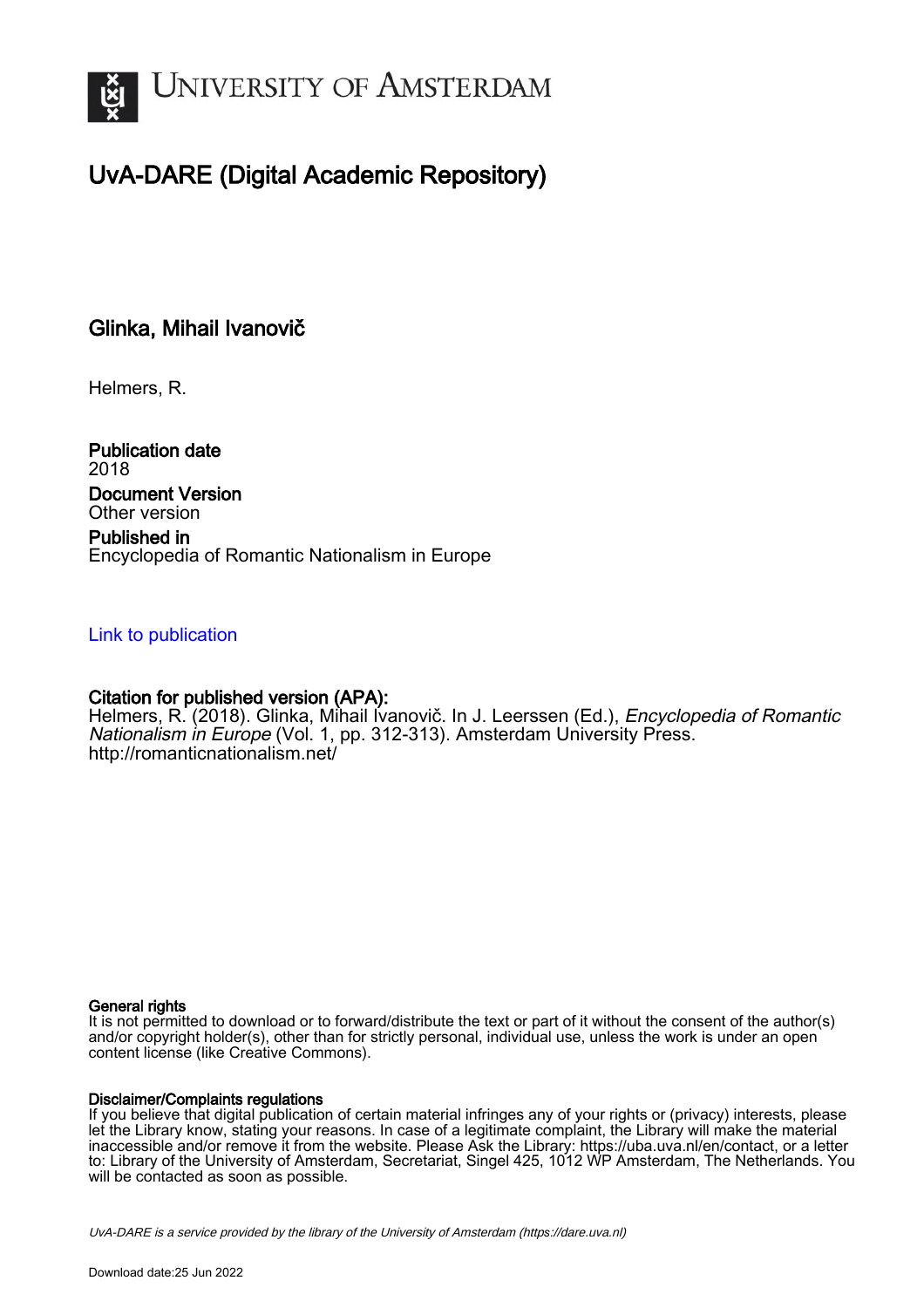# University of Amsterdam

## UvA-DARE (Digital Academic Repository)

### Glinka, Mihail Ivanovič

Helmers, R.

**Publication date**
2018

**Document Version**
Other version

**Published in**
Encyclopedia of Romantic Nationalism in Europe

Link to publication

**Citation for published version (APA):**
Helmers, R. (2018). Glinka, Mihail Ivanovič. In J. Leerssen (Ed.), *Encyclopedia of Romantic Nationalism in Europe* (Vol. 1, pp. 312-313). Amsterdam University Press. http://romanticnationalism.net/

**General rights**
It is not permitted to download or to forward/distribute the text or part of it without the consent of the author(s) and/or copyright holder(s), other than for strictly personal, individual use, unless the work is under an open content license (like Creative Commons).

**Disclaimer/Complaints regulations**
If you believe that digital publication of certain material infringes any of your rights or (privacy) interests, please let the Library know, stating your reasons. In case of a legitimate complaint, the Library will make the material inaccessible and/or remove it from the website. Please Ask the Library: https://uba.uva.nl/en/contact, or a letter to: Library of the University of Amsterdam, Secretariat, Singel 425, 1012 WP Amsterdam, The Netherlands. You will be contacted as soon as possible.

*UvA-DARE is a service provided by the library of the University of Amsterdam (https://dare.uva.nl)*

Download date:25 Jun 2022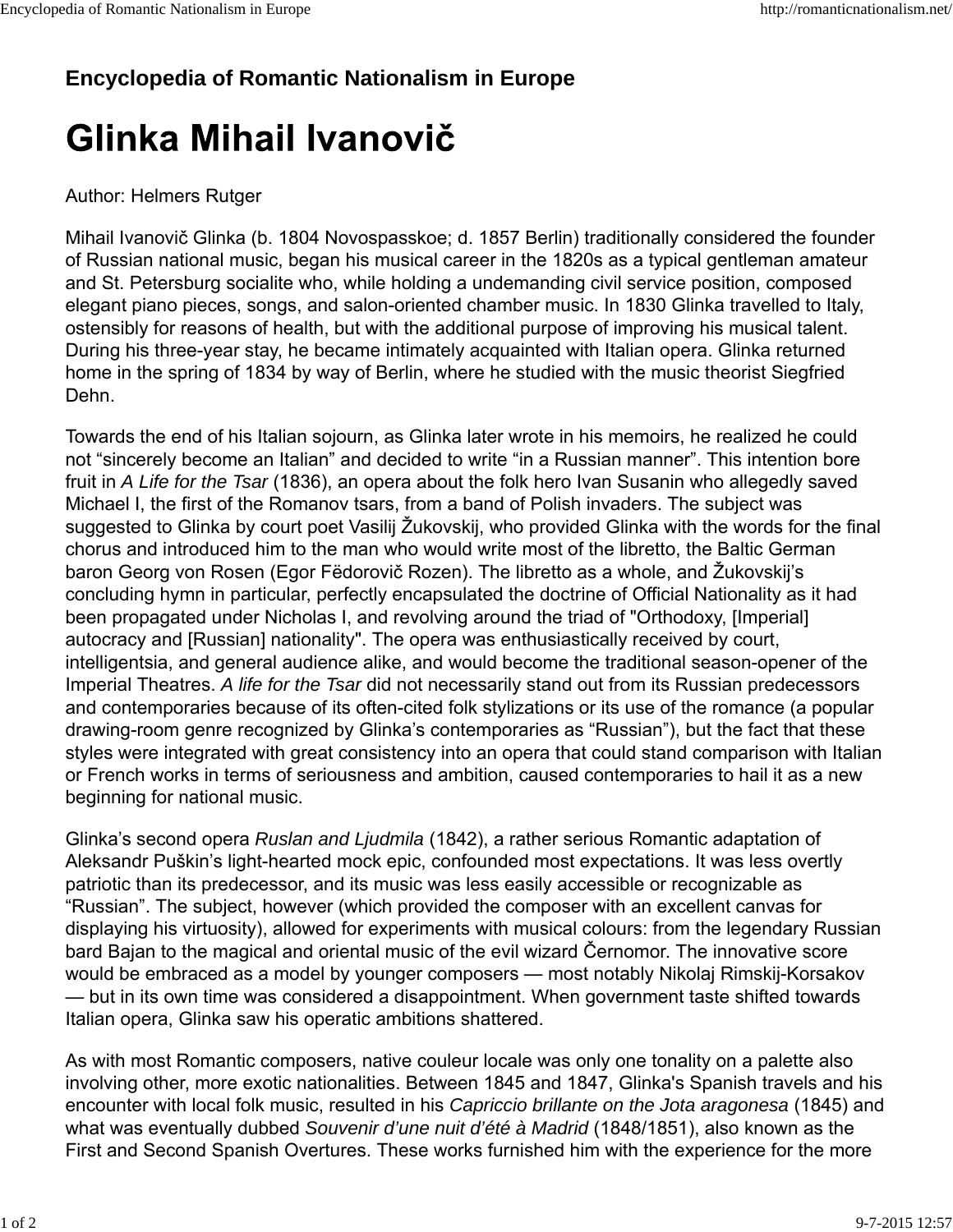## Encyclopedia of Romantic Nationalism in Europe

# Glinka Mihail Ivanovič

Author: Helmers Rutger

Mihail Ivanovič Glinka (b. 1804 Novospasskoe; d. 1857 Berlin) traditionally considered the founder of Russian national music, began his musical career in the 1820s as a typical gentleman amateur and St. Petersburg socialite who, while holding a undemanding civil service position, composed elegant piano pieces, songs, and salon-oriented chamber music. In 1830 Glinka travelled to Italy, ostensibly for reasons of health, but with the additional purpose of improving his musical talent. During his three-year stay, he became intimately acquainted with Italian opera. Glinka returned home in the spring of 1834 by way of Berlin, where he studied with the music theorist Siegfried Dehn.

Towards the end of his Italian sojourn, as Glinka later wrote in his memoirs, he realized he could not “sincerely become an Italian” and decided to write “in a Russian manner”. This intention bore fruit in *A Life for the Tsar* (1836), an opera about the folk hero Ivan Susanin who allegedly saved Michael I, the first of the Romanov tsars, from a band of Polish invaders. The subject was suggested to Glinka by court poet Vasilij Žukovskij, who provided Glinka with the words for the final chorus and introduced him to the man who would write most of the libretto, the Baltic German baron Georg von Rosen (Egor Fëdorovič Rozen). The libretto as a whole, and Žukovskij’s concluding hymn in particular, perfectly encapsulated the doctrine of Official Nationality as it had been propagated under Nicholas I, and revolving around the triad of "Orthodoxy, [Imperial] autocracy and [Russian] nationality". The opera was enthusiastically received by court, intelligentsia, and general audience alike, and would become the traditional season-opener of the Imperial Theatres. *A life for the Tsar* did not necessarily stand out from its Russian predecessors and contemporaries because of its often-cited folk stylizations or its use of the romance (a popular drawing-room genre recognized by Glinka’s contemporaries as “Russian”), but the fact that these styles were integrated with great consistency into an opera that could stand comparison with Italian or French works in terms of seriousness and ambition, caused contemporaries to hail it as a new beginning for national music.

Glinka’s second opera *Ruslan and Ljudmila* (1842), a rather serious Romantic adaptation of Aleksandr Puškin’s light-hearted mock epic, confounded most expectations. It was less overtly patriotic than its predecessor, and its music was less easily accessible or recognizable as “Russian”. The subject, however (which provided the composer with an excellent canvas for displaying his virtuosity), allowed for experiments with musical colours: from the legendary Russian bard Bajan to the magical and oriental music of the evil wizard Černomor. The innovative score would be embraced as a model by younger composers — most notably Nikolaj Rimskij-Korsakov — but in its own time was considered a disappointment. When government taste shifted towards Italian opera, Glinka saw his operatic ambitions shattered.

As with most Romantic composers, native couleur locale was only one tonality on a palette also involving other, more exotic nationalities. Between 1845 and 1847, Glinka's Spanish travels and his encounter with local folk music, resulted in his *Capriccio brillante on the Jota aragonesa* (1845) and what was eventually dubbed *Souvenir d’une nuit d’été à Madrid* (1848/1851), also known as the First and Second Spanish Overtures. These works furnished him with the experience for the more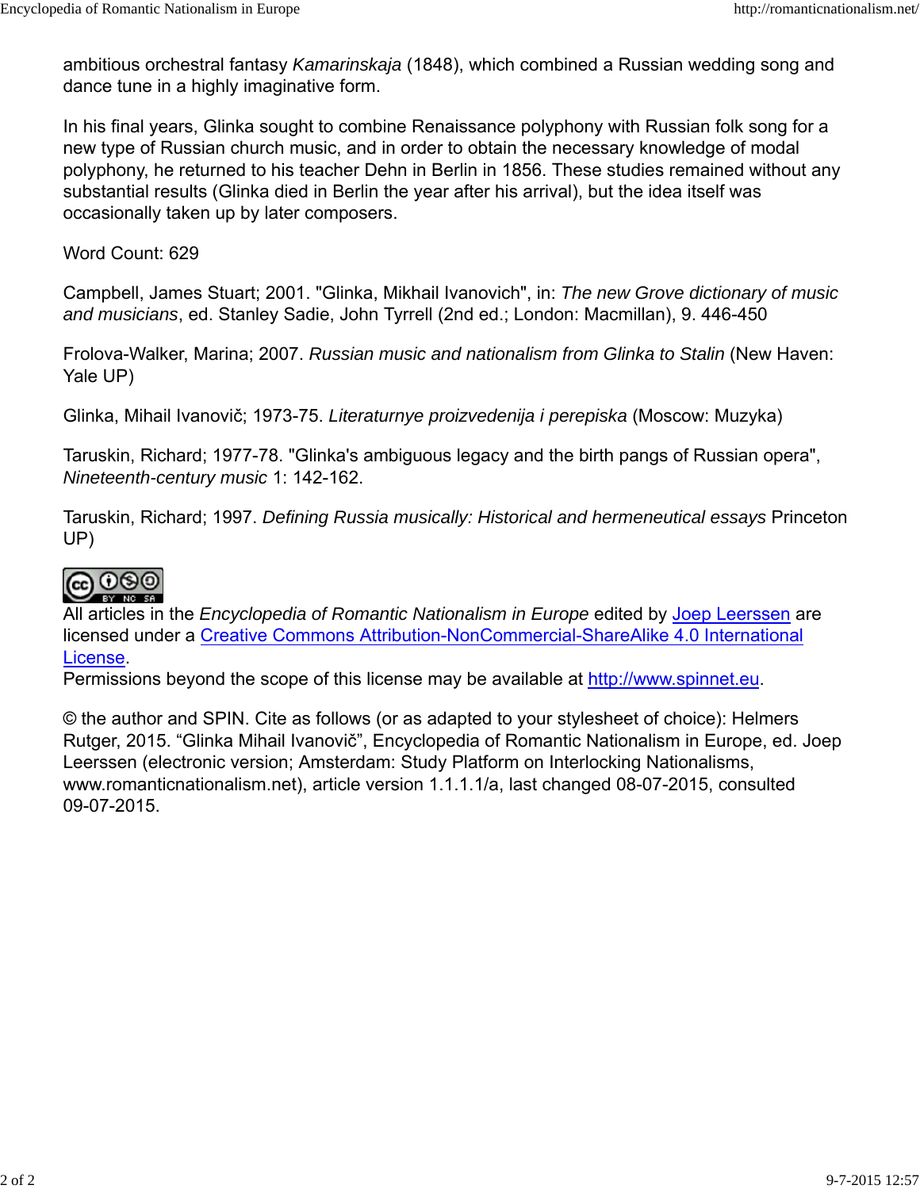ambitious orchestral fantasy *Kamarinskaja* (1848), which combined a Russian wedding song and dance tune in a highly imaginative form.

In his final years, Glinka sought to combine Renaissance polyphony with Russian folk song for a new type of Russian church music, and in order to obtain the necessary knowledge of modal polyphony, he returned to his teacher Dehn in Berlin in 1856. These studies remained without any substantial results (Glinka died in Berlin the year after his arrival), but the idea itself was occasionally taken up by later composers.

Word Count: 629

Campbell, James Stuart; 2001. "Glinka, Mikhail Ivanovich", in: *The new Grove dictionary of music and musicians*, ed. Stanley Sadie, John Tyrrell (2nd ed.; London: Macmillan), 9. 446-450

Frolova-Walker, Marina; 2007. *Russian music and nationalism from Glinka to Stalin* (New Haven: Yale UP)

Glinka, Mihail Ivanovič; 1973-75. *Literaturnye proizvedenija i perepiska* (Moscow: Muzyka)

Taruskin, Richard; 1977-78. "Glinka's ambiguous legacy and the birth pangs of Russian opera", *Nineteenth-century music* 1: 142-162.

Taruskin, Richard; 1997. *Defining Russia musically: Historical and hermeneutical essays* Princeton UP)

All articles in the *Encyclopedia of Romantic Nationalism in Europe* edited by Joep Leerssen are licensed under a Creative Commons Attribution-NonCommercial-ShareAlike 4.0 International License.
Permissions beyond the scope of this license may be available at http://www.spinnet.eu.

© the author and SPIN. Cite as follows (or as adapted to your stylesheet of choice): Helmers Rutger, 2015. “Glinka Mihail Ivanovič”, Encyclopedia of Romantic Nationalism in Europe, ed. Joep Leerssen (electronic version; Amsterdam: Study Platform on Interlocking Nationalisms, www.romanticnationalism.net), article version 1.1.1.1/a, last changed 08-07-2015, consulted 09-07-2015.